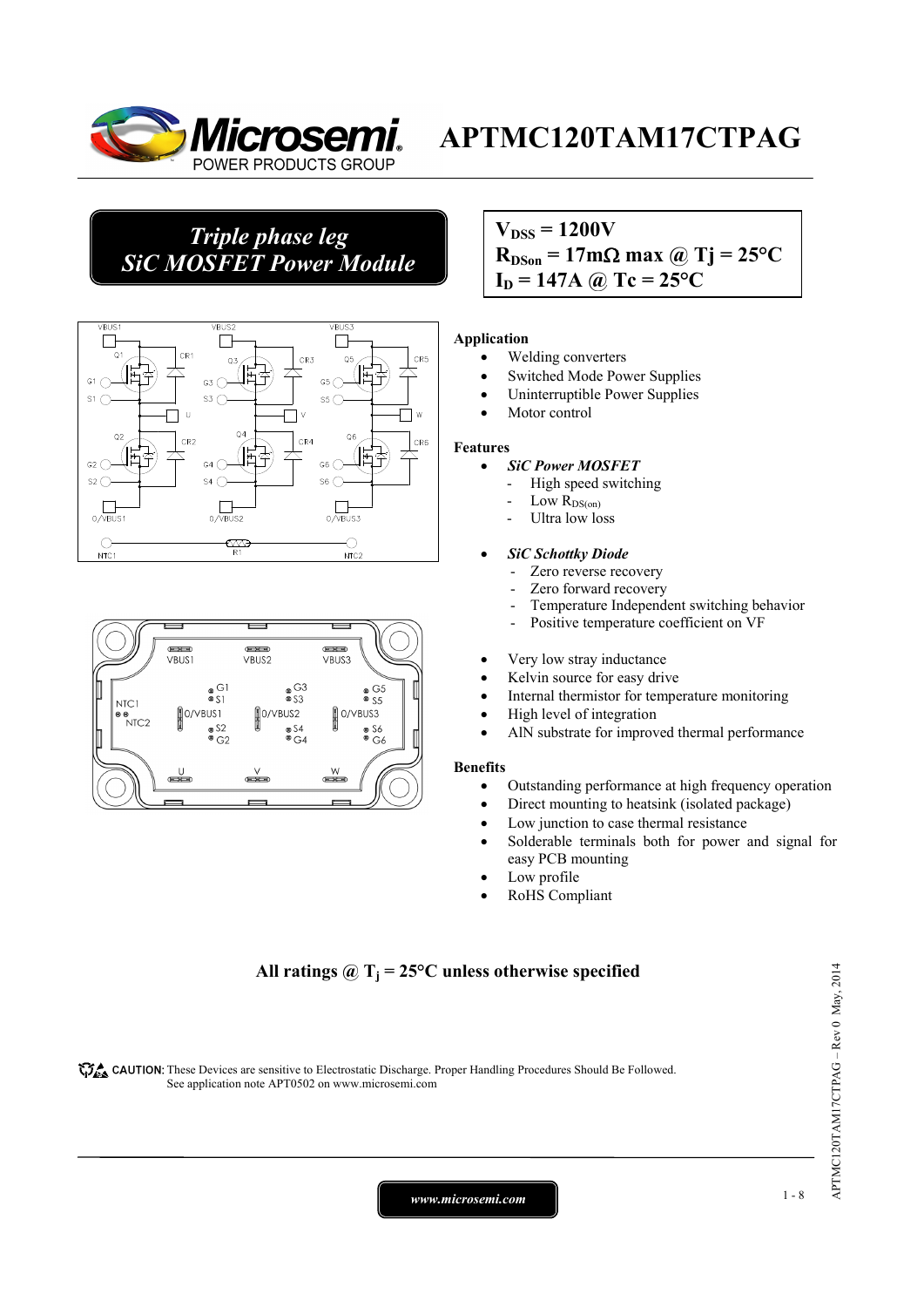# APTMC120TAM17CTPAG

## Triple phase leg SiC MOSFET Power Module

$V_{DSS}$ = 1200V
$R_{DSon}$ = 17mΩ max @ Tj = 25°C
$I_D$ = 147A @ Tc = 25°C

### Application

- Welding converters
- Switched Mode Power Supplies
- Uninterruptible Power Supplies
- Motor control

### Features

- ***SiC Power MOSFET***
  - High speed switching
  - Low $R_{DS(on)}$
  - Ultra low loss
- ***SiC Schottky Diode***
  - Zero reverse recovery
  - Zero forward recovery
  - Temperature Independent switching behavior
  - Positive temperature coefficient on VF
- Very low stray inductance
- Kelvin source for easy drive
- Internal thermistor for temperature monitoring
- High level of integration
- AlN substrate for improved thermal performance

### Benefits

- Outstanding performance at high frequency operation
- Direct mounting to heatsink (isolated package)
- Low junction to case thermal resistance
- Solderable terminals both for power and signal for easy PCB mounting
- Low profile
- RoHS Compliant

**All ratings @ $T_j$ = 25°C unless otherwise specified**

CAUTION: These Devices are sensitive to Electrostatic Discharge. Proper Handling Procedures Should Be Followed. See application note APT0502 on www.microsemi.com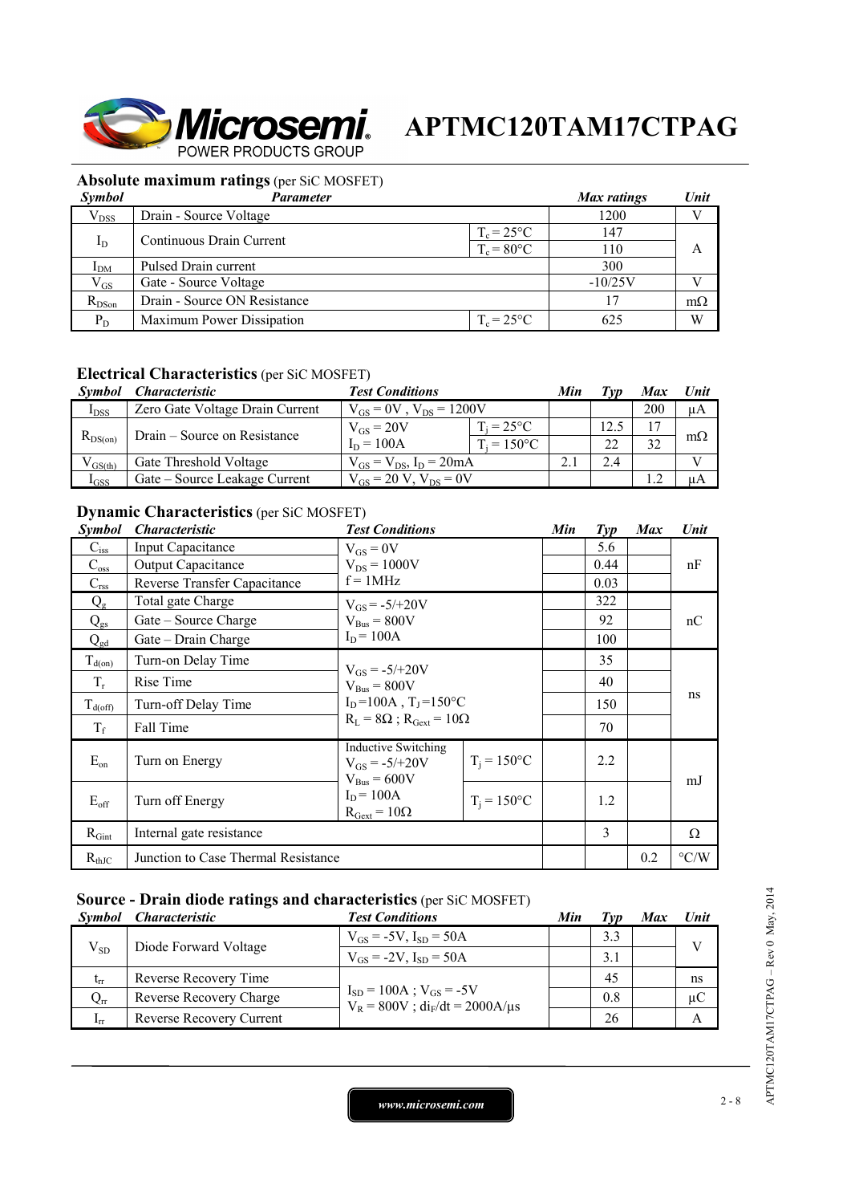**APTMC120TAM17CTPAG**

### Absolute maximum ratings (per SiC MOSFET)

| *Symbol* | *Parameter* | | *Max ratings* | *Unit* |
|---|---|---|---|---|
| $V_{DSS}$ | Drain - Source Voltage | | 1200 | V |
| $I_D$ | Continuous Drain Current | $T_c = 25°C$ | 147 | A |
| | | $T_c = 80°C$ | 110 | |
| $I_{DM}$ | Pulsed Drain current | | 300 | |
| $V_{GS}$ | Gate - Source Voltage | | -10/25V | V |
| $R_{DSon}$ | Drain - Source ON Resistance | | 17 | mΩ |
| $P_D$ | Maximum Power Dissipation | $T_c = 25°C$ | 625 | W |

### Electrical Characteristics (per SiC MOSFET)

| *Symbol* | *Characteristic* | *Test Conditions* | | *Min* | *Typ* | *Max* | *Unit* |
|---|---|---|---|---|---|---|---|
| $I_{DSS}$ | Zero Gate Voltage Drain Current | $V_{GS} = 0V$ , $V_{DS} = 1200V$ | | | | 200 | µA |
| $R_{DS(on)}$ | Drain – Source on Resistance | $V_{GS} = 20V$ $I_D = 100A$ | $T_j = 25°C$ | | 12.5 | 17 | mΩ |
| | | | $T_j = 150°C$ | | 22 | 32 | |
| $V_{GS(th)}$ | Gate Threshold Voltage | $V_{GS} = V_{DS}$, $I_D = 20mA$ | | 2.1 | 2.4 | | V |
| $I_{GSS}$ | Gate – Source Leakage Current | $V_{GS} = 20$ V, $V_{DS} = 0V$ | | | | 1.2 | µA |

### Dynamic Characteristics (per SiC MOSFET)

| *Symbol* | *Characteristic* | *Test Conditions* | | *Min* | *Typ* | *Max* | *Unit* |
|---|---|---|---|---|---|---|---|
| $C_{iss}$ | Input Capacitance | $V_{GS} = 0V$ $V_{DS} = 1000V$ f = 1MHz | | | 5.6 | | nF |
| $C_{oss}$ | Output Capacitance | | | | 0.44 | | |
| $C_{rss}$ | Reverse Transfer Capacitance | | | | 0.03 | | |
| $Q_g$ | Total gate Charge | $V_{GS} = -5/+20V$ $V_{Bus} = 800V$ $I_D = 100A$ | | | 322 | | nC |
| $Q_{gs}$ | Gate – Source Charge | | | | 92 | | |
| $Q_{gd}$ | Gate – Drain Charge | | | | 100 | | |
| $T_{d(on)}$ | Turn-on Delay Time | $V_{GS} = -5/+20V$ $V_{Bus} = 800V$ $I_D$=100A , $T_J$=150°C $R_L = 8Ω$ ; $R_{Gext} = 10Ω$ | | | 35 | | ns |
| $T_r$ | Rise Time | | | | 40 | | |
| $T_{d(off)}$ | Turn-off Delay Time | | | | 150 | | |
| $T_f$ | Fall Time | | | | 70 | | |
| $E_{on}$ | Turn on Energy | Inductive Switching $V_{GS} = -5/+20V$ $V_{Bus} = 600V$ $I_D = 100A$ $R_{Gext} = 10Ω$ | $T_j = 150°C$ | | 2.2 | | mJ |
| $E_{off}$ | Turn off Energy | | $T_j = 150°C$ | | 1.2 | | |
| $R_{Gint}$ | Internal gate resistance | | | | 3 | | Ω |
| $R_{thJC}$ | Junction to Case Thermal Resistance | | | | | 0.2 | °C/W |

### Source - Drain diode ratings and characteristics (per SiC MOSFET)

| *Symbol* | *Characteristic* | *Test Conditions* | *Min* | *Typ* | *Max* | *Unit* |
|---|---|---|---|---|---|---|
| $V_{SD}$ | Diode Forward Voltage | $V_{GS} = -5V$, $I_{SD} = 50A$ | | 3.3 | | V |
| | | $V_{GS} = -2V$, $I_{SD} = 50A$ | | 3.1 | | |
| $t_{rr}$ | Reverse Recovery Time | $I_{SD} = 100A$ ; $V_{GS} = -5V$ $V_R = 800V$ ; $di_F/dt = 2000A/µs$ | | 45 | | ns |
| $Q_{rr}$ | Reverse Recovery Charge | | | 0.8 | | µC |
| $I_{rr}$ | Reverse Recovery Current | | | 26 | | A |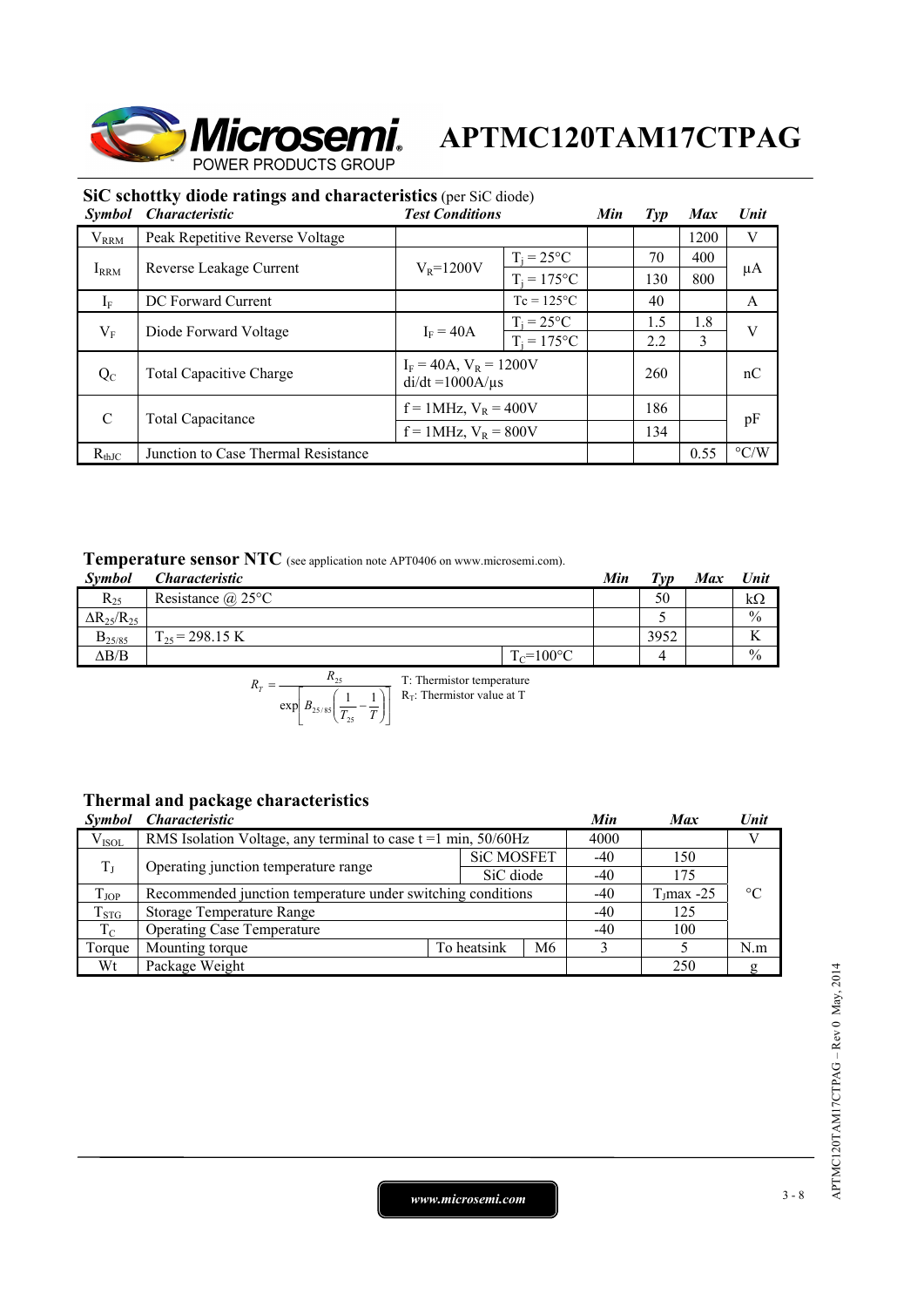## SiC schottky diode ratings and characteristics (per SiC diode)

| Symbol | Characteristic | Test Conditions | | Min | Typ | Max | Unit |
|---|---|---|---|---|---|---|---|
| $V_{RRM}$ | Peak Repetitive Reverse Voltage | | | | | 1200 | V |
| $I_{RRM}$ | Reverse Leakage Current | $V_R$=1200V | $T_j$ = 25°C | | 70 | 400 | µA |
| | | | $T_j$ = 175°C | | 130 | 800 | |
| $I_F$ | DC Forward Current | | Tc = 125°C | | 40 | | A |
| $V_F$ | Diode Forward Voltage | $I_F$ = 40A | $T_j$ = 25°C | | 1.5 | 1.8 | V |
| | | | $T_j$ = 175°C | | 2.2 | 3 | |
| $Q_C$ | Total Capacitive Charge | $I_F$ = 40A, $V_R$ = 1200V di/dt =1000A/µs | | | 260 | | nC |
| C | Total Capacitance | f = 1MHz, $V_R$ = 400V | | | 186 | | pF |
| | | f = 1MHz, $V_R$ = 800V | | | 134 | | |
| $R_{thJC}$ | Junction to Case Thermal Resistance | | | | | 0.55 | °C/W |

## Temperature sensor NTC (see application note APT0406 on www.microsemi.com).

| Symbol | Characteristic | | Min | Typ | Max | Unit |
|---|---|---|---|---|---|---|
| $R_{25}$ | Resistance @ 25°C | | | 50 | | kΩ |
| $\Delta R_{25}/R_{25}$ | | | | 5 | | % |
| $B_{25/85}$ | $T_{25}$ = 298.15 K | | | 3952 | | K |
| $\Delta B/B$ | | $T_C$=100°C | | 4 | | % |

$$R_T = \frac{R_{25}}{\exp\left[B_{25/85}\left(\frac{1}{T_{25}} - \frac{1}{T}\right)\right]}$$

T: Thermistor temperature
$R_T$: Thermistor value at T

## Thermal and package characteristics

| Symbol | Characteristic | | | Min | Max | Unit |
|---|---|---|---|---|---|---|
| $V_{ISOL}$ | RMS Isolation Voltage, any terminal to case t =1 min, 50/60Hz | | | 4000 | | V |
| $T_J$ | Operating junction temperature range | SiC MOSFET | | -40 | 150 | °C |
| | | SiC diode | | -40 | 175 | |
| $T_{JOP}$ | Recommended junction temperature under switching conditions | | | -40 | $T_J$max -25 | |
| $T_{STG}$ | Storage Temperature Range | | | -40 | 125 | |
| $T_C$ | Operating Case Temperature | | | -40 | 100 | |
| Torque | Mounting torque | To heatsink | M6 | 3 | 5 | N.m |
| Wt | Package Weight | | | | 250 | g |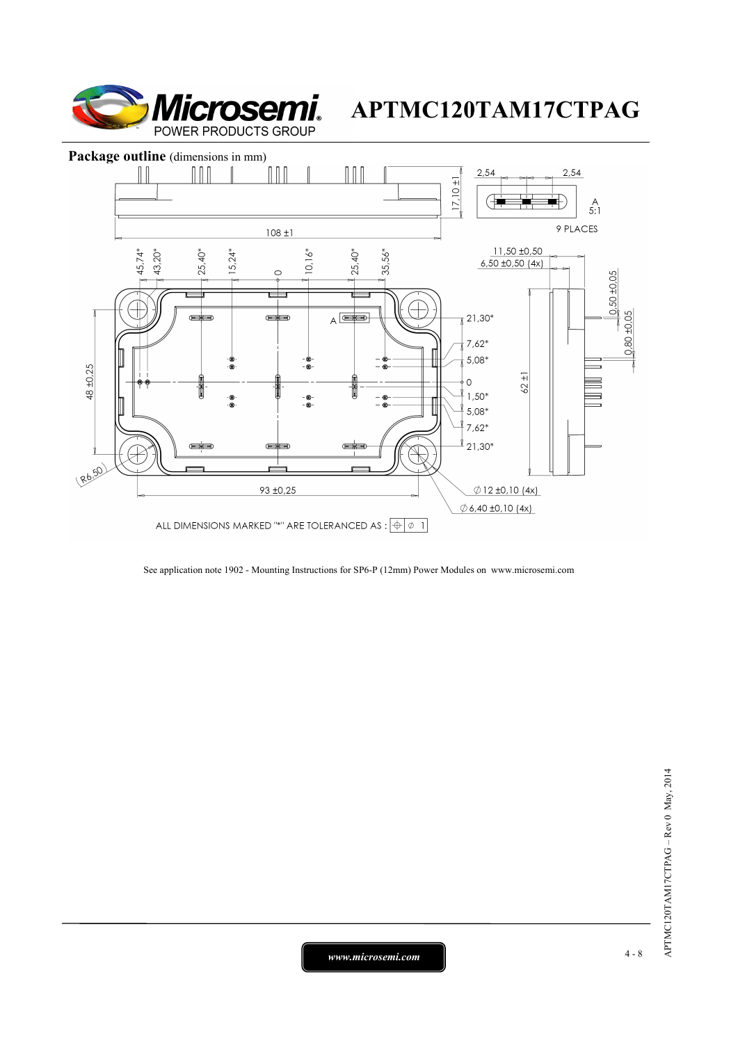## Package outline (dimensions in mm)

108 ±1

17,10 ±1

2,54 2,54

A 5:1

9 PLACES

45,74* 43,20* 25,40* 15,24* 0 10,16* 25,40* 35,56*

11,50 ±0,50

6,50 ±0,50 (4x)

0,50 ±0,05

0,80 ±0,05

21,30*

7,62*

5,08*

0

1,50*

5,08*

7,62*

21,30*

48 ±0,25

62 ±1

R6,50

93 ±0,25

∅ 12 ±0,10 (4x)

∅ 6,40 ±0,10 (4x)

ALL DIMENSIONS MARKED "*" ARE TOLERANCED AS : ⊕ ∅ 1

See application note 1902 - Mounting Instructions for SP6-P (12mm) Power Modules on www.microsemi.com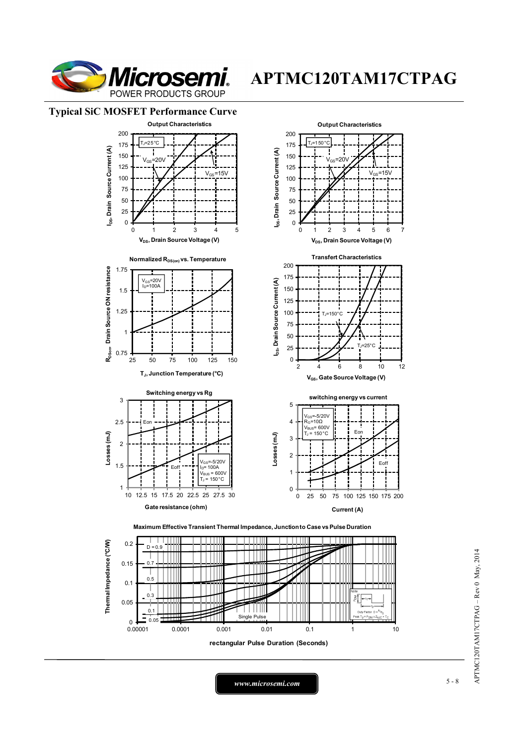## Typical SiC MOSFET Performance Curve

**Output Characteristics**

$T_J$=25°C; $V_{GS}$=20V; $V_{GS}$=15V

$I_{DS}$, Drain Source Current (A) vs. $V_{DS}$, Drain Source Voltage (V)

**Output Characteristics**

$T_J$=150°C; $V_{GS}$=20V; $V_{GS}$=15V

$I_{DS}$, Drain Source Current (A) vs. $V_{DS}$, Drain Source Voltage (V)

**Normalized $R_{DS(on)}$ vs. Temperature**

$V_{GS}$=20V, $I_D$=100A

$R_{DSon}$ Drain Source ON resistance vs. $T_J$, Junction Temperature (°C)

**Transfert Characteristics**

$T_J$=150°C; $T_J$=25°C

$I_{DS}$, Drain Source Current (A) vs. $V_{GS}$, Gate Source Voltage (V)

**Switching energy vs Rg**

Eon; Eoff; $V_{GS}$=-5/20V, $I_D$= 100A, $V_{BUS}$ = 600V, $T_J$ = 150°C

Losses (mJ) vs. Gate resistance (ohm)

**switching energy vs current**

$V_{GS}$=-5/20V, $R_G$=10Ω, $V_{BUS}$= 600V, $T_J$ = 150°C; Eon; Eoff

Losses (mJ) vs. Current (A)

**Maximum Effective Transient Thermal Impedance, Junction to Case vs Pulse Duration**

D = 0.9; 0.7; 0.5; 0.3; 0.1; 0.05; Single Pulse

Note: Duty Factor $D = t_1/t_2$; Peak $T_J = P_{DM} \times Z_{thJC} + T_C$

Thermal Impedance (°C/W) vs. rectangular Pulse Duration (Seconds)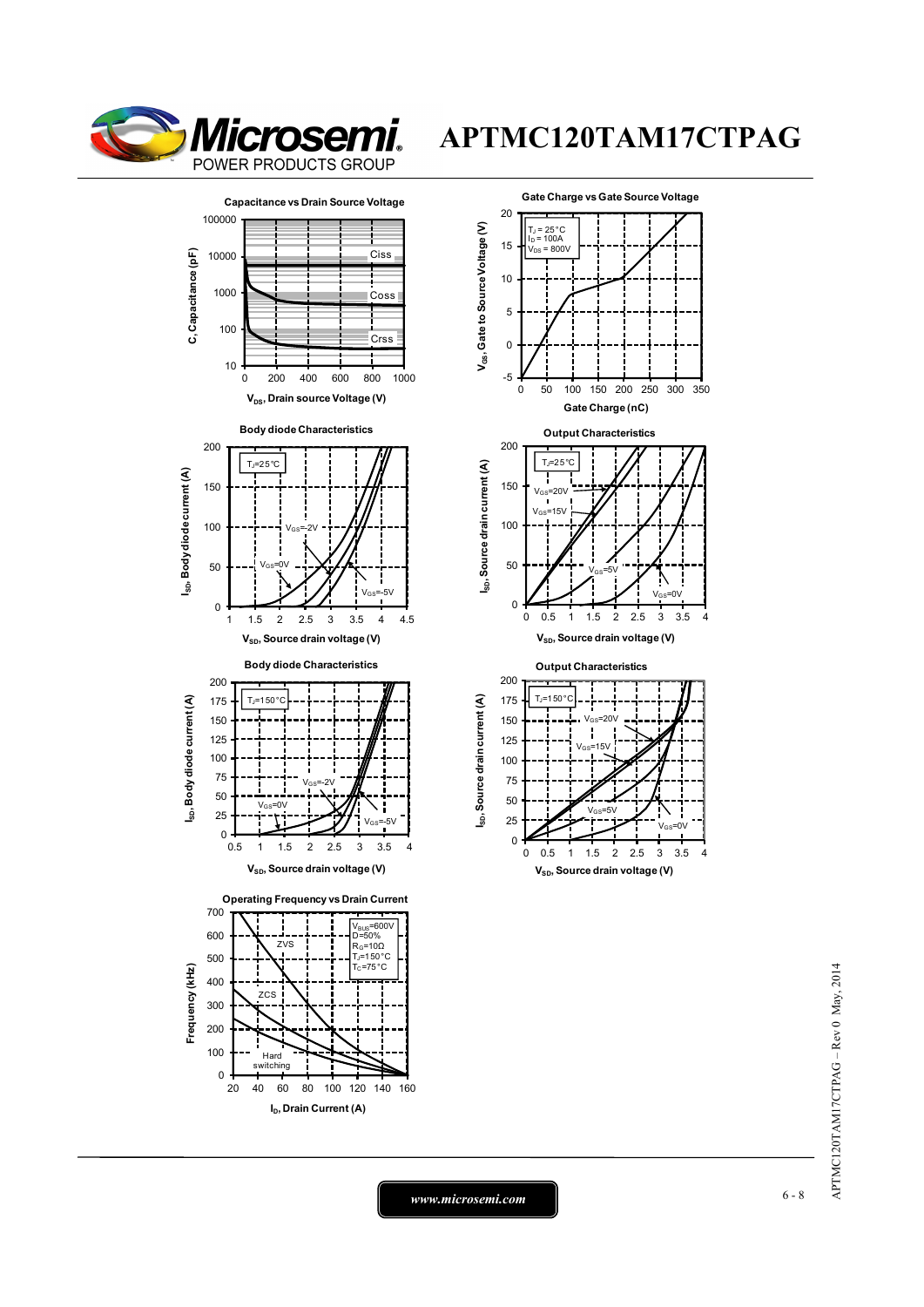# APTMC120TAM17CTPAG

**Capacitance vs Drain Source Voltage**

C, Capacitance (pF) vs $V_{DS}$, Drain source Voltage (V) — Ciss, Coss, Crss

**Gate Charge vs Gate Source Voltage**

$T_J = 25°C$
$I_D = 100A$
$V_{DS} = 800V$

$V_{GS}$, Gate to Source Voltage (V) vs Gate Charge (nC)

**Body diode Characteristics**

$T_J=25°C$

$I_{SD}$, Body diode current (A) vs $V_{SD}$, Source drain voltage (V) — $V_{GS}=0V$, $V_{GS}=-2V$, $V_{GS}=-5V$

**Output Characteristics**

$T_J=25°C$

$I_{SD}$, Source drain current (A) vs $V_{SD}$, Source drain voltage (V) — $V_{GS}=20V$, $V_{GS}=15V$, $V_{GS}=5V$, $V_{GS}=0V$

**Body diode Characteristics**

$T_J=150°C$

$I_{SD}$, Body diode current (A) vs $V_{SD}$, Source drain voltage (V) — $V_{GS}=0V$, $V_{GS}=-2V$, $V_{GS}=-5V$

**Output Characteristics**

$T_J=150°C$

$I_{SD}$, Source drain current (A) vs $V_{SD}$, Source drain voltage (V) — $V_{GS}=20V$, $V_{GS}=15V$, $V_{GS}=5V$, $V_{GS}=0V$

**Operating Frequency vs Drain Current**

$V_{BUS}=600V$
$D=50\%$
$R_G=10\Omega$
$T_J=150°C$
$T_C=75°C$

Frequency (kHz) vs $I_D$, Drain Current (A) — ZVS, ZCS, Hard switching

*www.microsemi.com*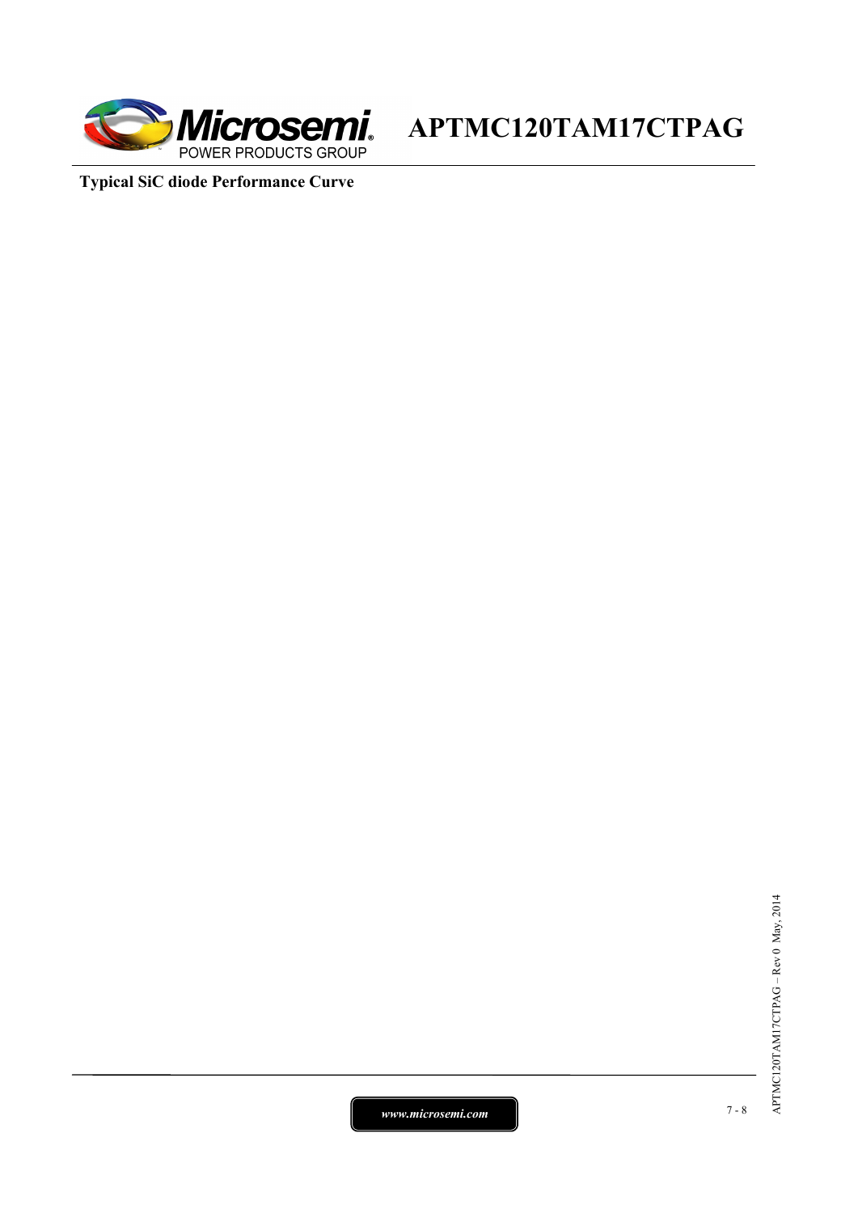**Typical SiC diode Performance Curve**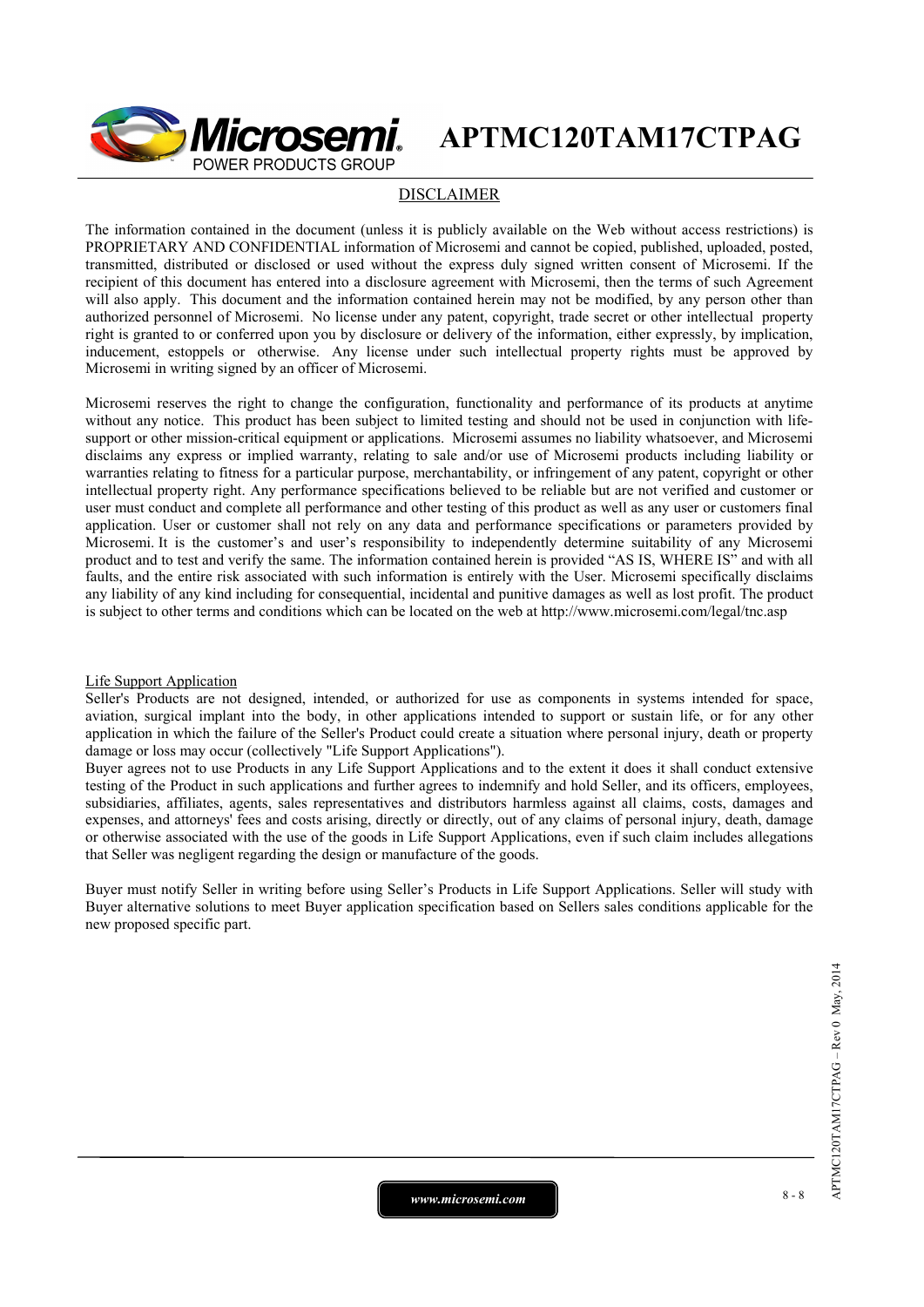## DISCLAIMER

The information contained in the document (unless it is publicly available on the Web without access restrictions) is PROPRIETARY AND CONFIDENTIAL information of Microsemi and cannot be copied, published, uploaded, posted, transmitted, distributed or disclosed or used without the express duly signed written consent of Microsemi. If the recipient of this document has entered into a disclosure agreement with Microsemi, then the terms of such Agreement will also apply. This document and the information contained herein may not be modified, by any person other than authorized personnel of Microsemi. No license under any patent, copyright, trade secret or other intellectual property right is granted to or conferred upon you by disclosure or delivery of the information, either expressly, by implication, inducement, estoppels or otherwise. Any license under such intellectual property rights must be approved by Microsemi in writing signed by an officer of Microsemi.

Microsemi reserves the right to change the configuration, functionality and performance of its products at anytime without any notice. This product has been subject to limited testing and should not be used in conjunction with life-support or other mission-critical equipment or applications. Microsemi assumes no liability whatsoever, and Microsemi disclaims any express or implied warranty, relating to sale and/or use of Microsemi products including liability or warranties relating to fitness for a particular purpose, merchantability, or infringement of any patent, copyright or other intellectual property right. Any performance specifications believed to be reliable but are not verified and customer or user must conduct and complete all performance and other testing of this product as well as any user or customers final application. User or customer shall not rely on any data and performance specifications or parameters provided by Microsemi. It is the customer's and user's responsibility to independently determine suitability of any Microsemi product and to test and verify the same. The information contained herein is provided "AS IS, WHERE IS" and with all faults, and the entire risk associated with such information is entirely with the User. Microsemi specifically disclaims any liability of any kind including for consequential, incidental and punitive damages as well as lost profit. The product is subject to other terms and conditions which can be located on the web at http://www.microsemi.com/legal/tnc.asp

### Life Support Application

Seller's Products are not designed, intended, or authorized for use as components in systems intended for space, aviation, surgical implant into the body, in other applications intended to support or sustain life, or for any other application in which the failure of the Seller's Product could create a situation where personal injury, death or property damage or loss may occur (collectively "Life Support Applications").

Buyer agrees not to use Products in any Life Support Applications and to the extent it does it shall conduct extensive testing of the Product in such applications and further agrees to indemnify and hold Seller, and its officers, employees, subsidiaries, affiliates, agents, sales representatives and distributors harmless against all claims, costs, damages and expenses, and attorneys' fees and costs arising, directly or directly, out of any claims of personal injury, death, damage or otherwise associated with the use of the goods in Life Support Applications, even if such claim includes allegations that Seller was negligent regarding the design or manufacture of the goods.

Buyer must notify Seller in writing before using Seller's Products in Life Support Applications. Seller will study with Buyer alternative solutions to meet Buyer application specification based on Sellers sales conditions applicable for the new proposed specific part.